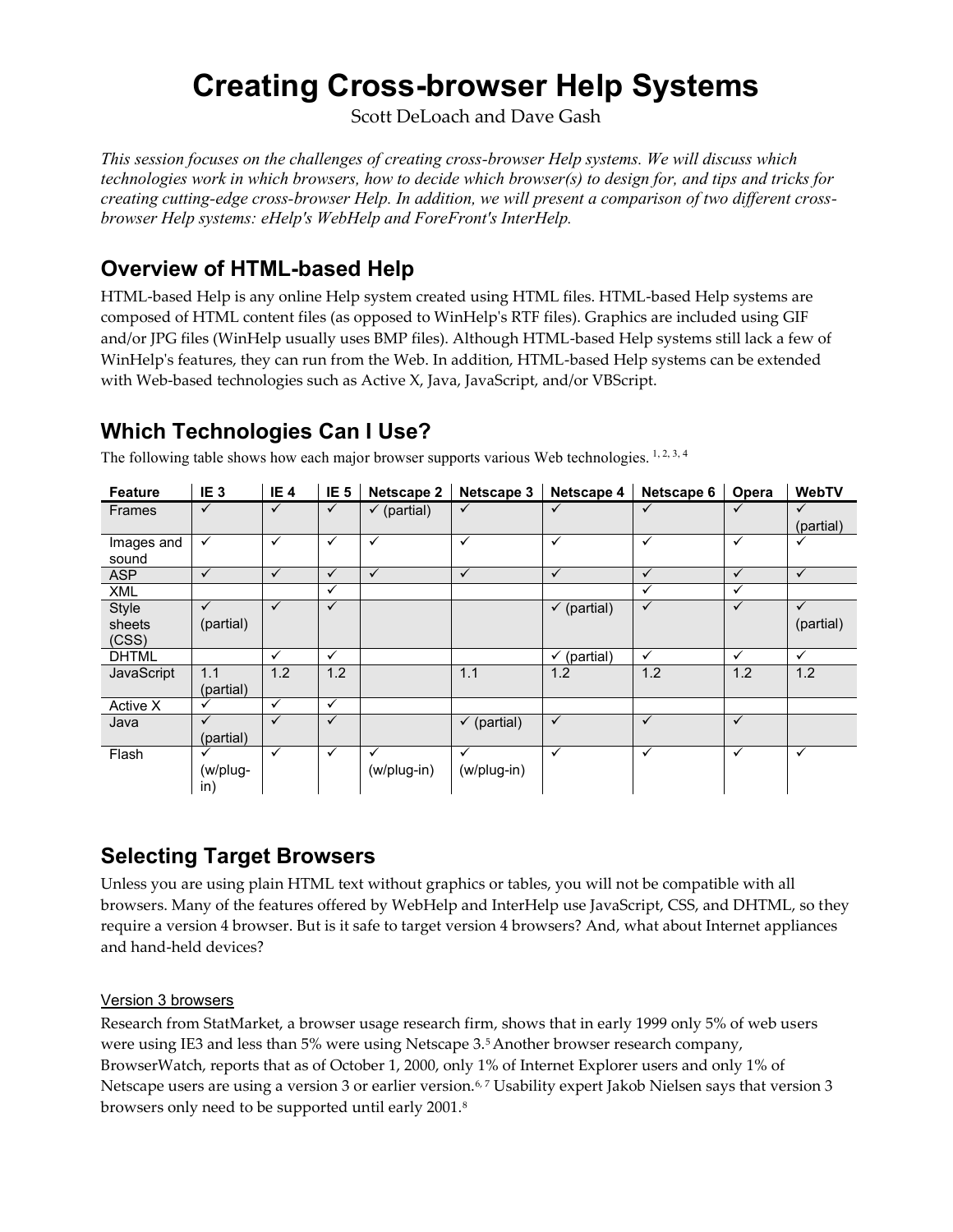# Creating Cross-browser Help Systems

Scott DeLoach and Dave Gash

*This session focuses on the challenges of creating cross-browser Help systems. We will discuss which technologies work in which browsers, how to decide which browser(s) to design for, and tips and tricks for creating cutting-edge cross-browser Help. In addition, we will present a comparison of two different cross-browser Help systems: eHelp's WebHelp and ForeFront's InterHelp.*

## Overview of HTML-based Help

HTML-based Help is any online Help system created using HTML files. HTML-based Help systems are composed of HTML content files (as opposed to WinHelp's RTF files). Graphics are included using GIF and/or JPG files (WinHelp usually uses BMP files). Although HTML-based Help systems still lack a few of WinHelp's features, they can run from the Web. In addition, HTML-based Help systems can be extended with Web-based technologies such as Active X, Java, JavaScript, and/or VBScript.

## Which Technologies Can I Use?

The following table shows how each major browser supports various Web technologies. [1, 2, 3, 4]

| Feature | IE 3 | IE 4 | IE 5 | Netscape 2 | Netscape 3 | Netscape 4 | Netscape 6 | Opera | WebTV |
|---|---|---|---|---|---|---|---|---|---|
| Frames | ✓ | ✓ | ✓ | ✓ (partial) | ✓ | ✓ | ✓ | ✓ | ✓ (partial) |
| Images and sound | ✓ | ✓ | ✓ | ✓ | ✓ | ✓ | ✓ | ✓ | ✓ |
| ASP | ✓ | ✓ | ✓ | ✓ | ✓ | ✓ | ✓ | ✓ | ✓ |
| XML | | | ✓ | | | | ✓ | ✓ | |
| Style sheets (CSS) | ✓ (partial) | ✓ | ✓ | | | ✓ (partial) | ✓ | ✓ | ✓ (partial) |
| DHTML | | ✓ | ✓ | | | ✓ (partial) | ✓ | ✓ | ✓ |
| JavaScript | 1.1 (partial) | 1.2 | 1.2 | | 1.1 | 1.2 | 1.2 | 1.2 | 1.2 |
| Active X | ✓ | ✓ | ✓ | | | | | | |
| Java | ✓ (partial) | ✓ | ✓ | | ✓ (partial) | ✓ | ✓ | ✓ | |
| Flash | ✓ (w/plug-in) | ✓ | ✓ | ✓ (w/plug-in) | ✓ (w/plug-in) | ✓ | ✓ | ✓ | ✓ |

## Selecting Target Browsers

Unless you are using plain HTML text without graphics or tables, you will not be compatible with all browsers. Many of the features offered by WebHelp and InterHelp use JavaScript, CSS, and DHTML, so they require a version 4 browser. But is it safe to target version 4 browsers? And, what about Internet appliances and hand-held devices?

### Version 3 browsers

Research from StatMarket, a browser usage research firm, shows that in early 1999 only 5% of web users were using IE3 and less than 5% were using Netscape 3.[5] Another browser research company, BrowserWatch, reports that as of October 1, 2000, only 1% of Internet Explorer users and only 1% of Netscape users are using a version 3 or earlier version.[6, 7] Usability expert Jakob Nielsen says that version 3 browsers only need to be supported until early 2001.[8]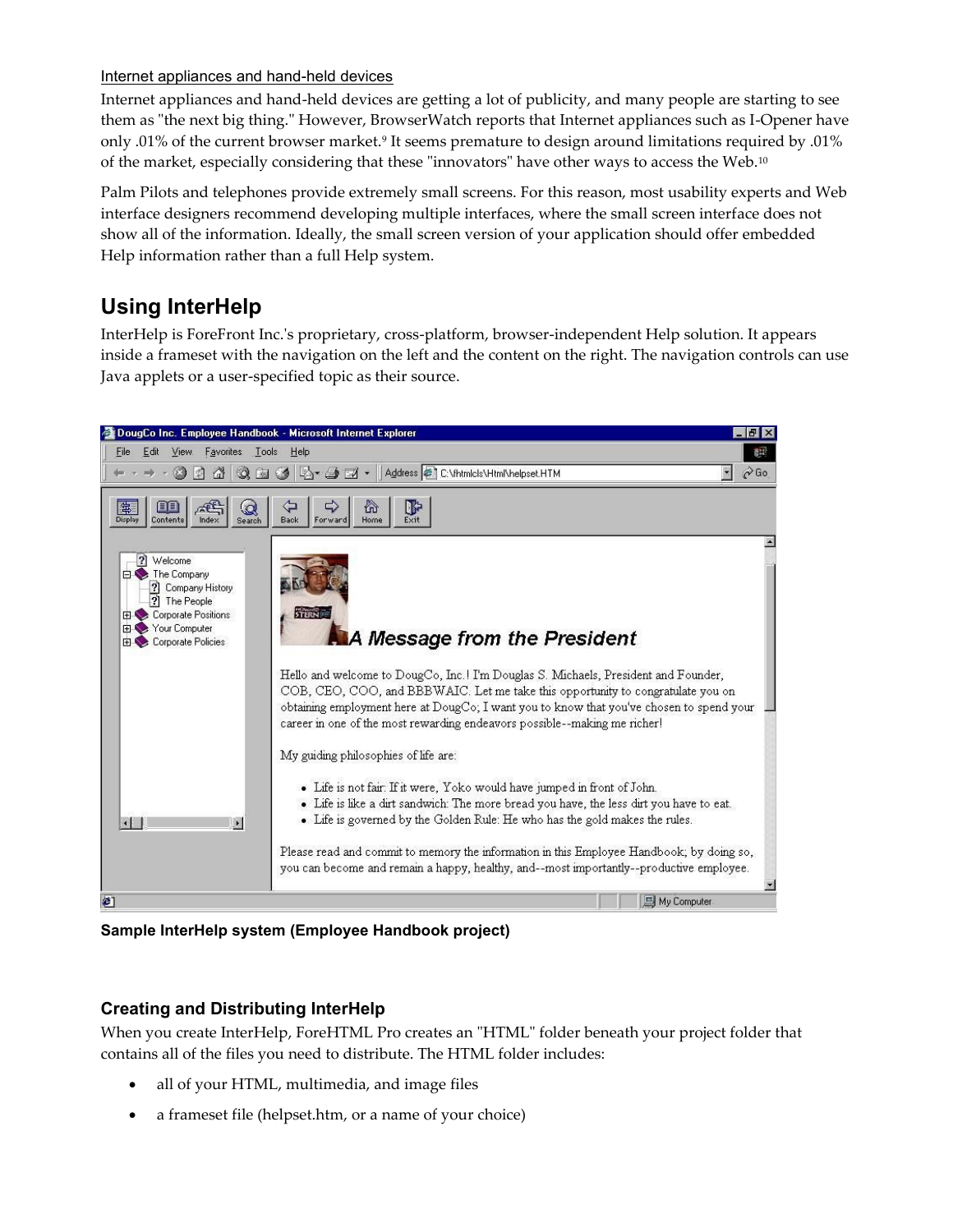Internet appliances and hand-held devices

Internet appliances and hand-held devices are getting a lot of publicity, and many people are starting to see them as "the next big thing." However, BrowserWatch reports that Internet appliances such as I-Opener have only .01% of the current browser market.[9] It seems premature to design around limitations required by .01% of the market, especially considering that these "innovators" have other ways to access the Web.[10]

Palm Pilots and telephones provide extremely small screens. For this reason, most usability experts and Web interface designers recommend developing multiple interfaces, where the small screen interface does not show all of the information. Ideally, the small screen version of your application should offer embedded Help information rather than a full Help system.

## Using InterHelp

InterHelp is ForeFront Inc.'s proprietary, cross-platform, browser-independent Help solution. It appears inside a frameset with the navigation on the left and the content on the right. The navigation controls can use Java applets or a user-specified topic as their source.

**Sample InterHelp system (Employee Handbook project)**

### Creating and Distributing InterHelp

When you create InterHelp, ForeHTML Pro creates an "HTML" folder beneath your project folder that contains all of the files you need to distribute. The HTML folder includes:

- all of your HTML, multimedia, and image files
- a frameset file (helpset.htm, or a name of your choice)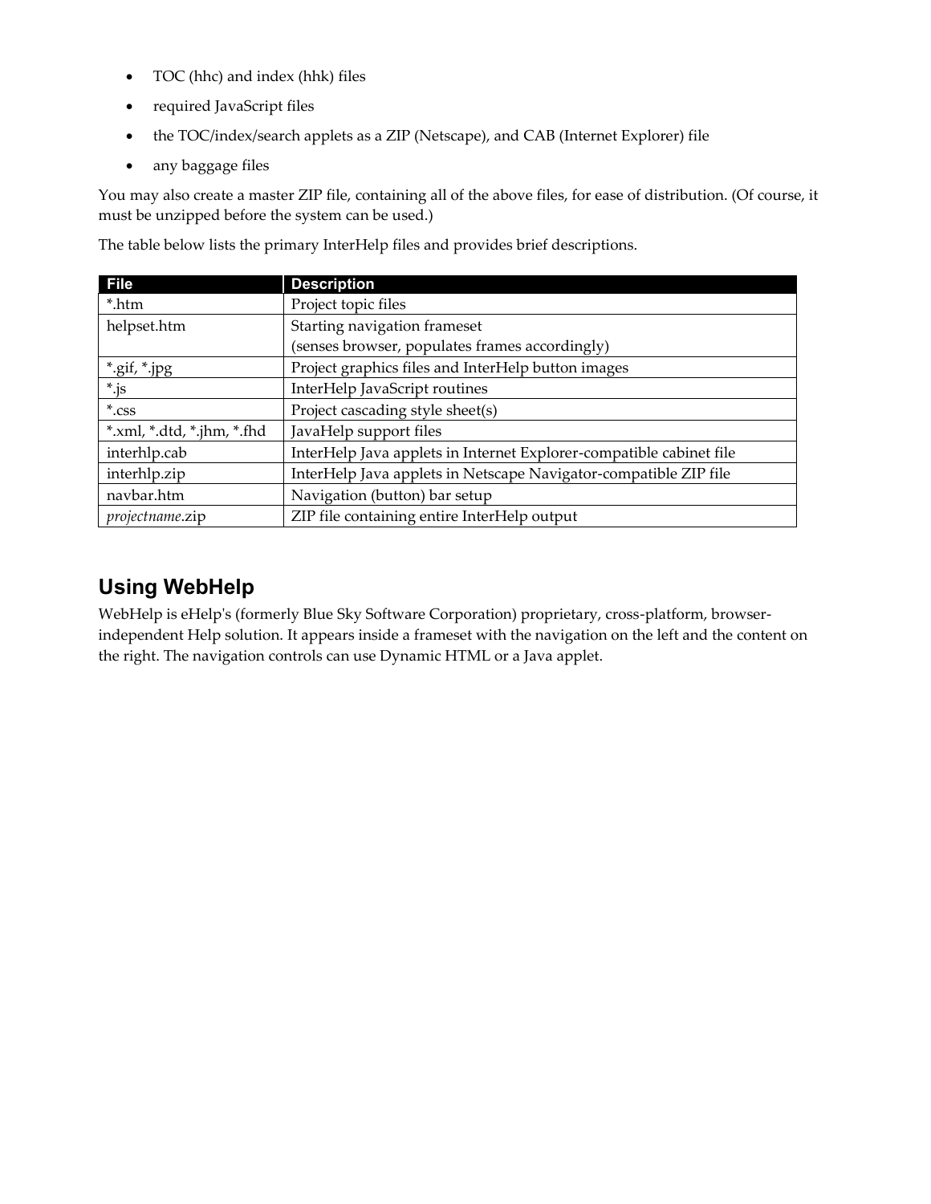- TOC (hhc) and index (hhk) files
- required JavaScript files
- the TOC/index/search applets as a ZIP (Netscape), and CAB (Internet Explorer) file
- any baggage files

You may also create a master ZIP file, containing all of the above files, for ease of distribution. (Of course, it must be unzipped before the system can be used.)

The table below lists the primary InterHelp files and provides brief descriptions.

| File | Description |
|---|---|
| *.htm | Project topic files |
| helpset.htm | Starting navigation frameset<br>(senses browser, populates frames accordingly) |
| *.gif, *.jpg | Project graphics files and InterHelp button images |
| *.js | InterHelp JavaScript routines |
| *.css | Project cascading style sheet(s) |
| *.xml, *.dtd, *.jhm, *.fhd | JavaHelp support files |
| interhlp.cab | InterHelp Java applets in Internet Explorer-compatible cabinet file |
| interhlp.zip | InterHelp Java applets in Netscape Navigator-compatible ZIP file |
| navbar.htm | Navigation (button) bar setup |
| *projectname*.zip | ZIP file containing entire InterHelp output |

## Using WebHelp

WebHelp is eHelp's (formerly Blue Sky Software Corporation) proprietary, cross-platform, browser-independent Help solution. It appears inside a frameset with the navigation on the left and the content on the right. The navigation controls can use Dynamic HTML or a Java applet.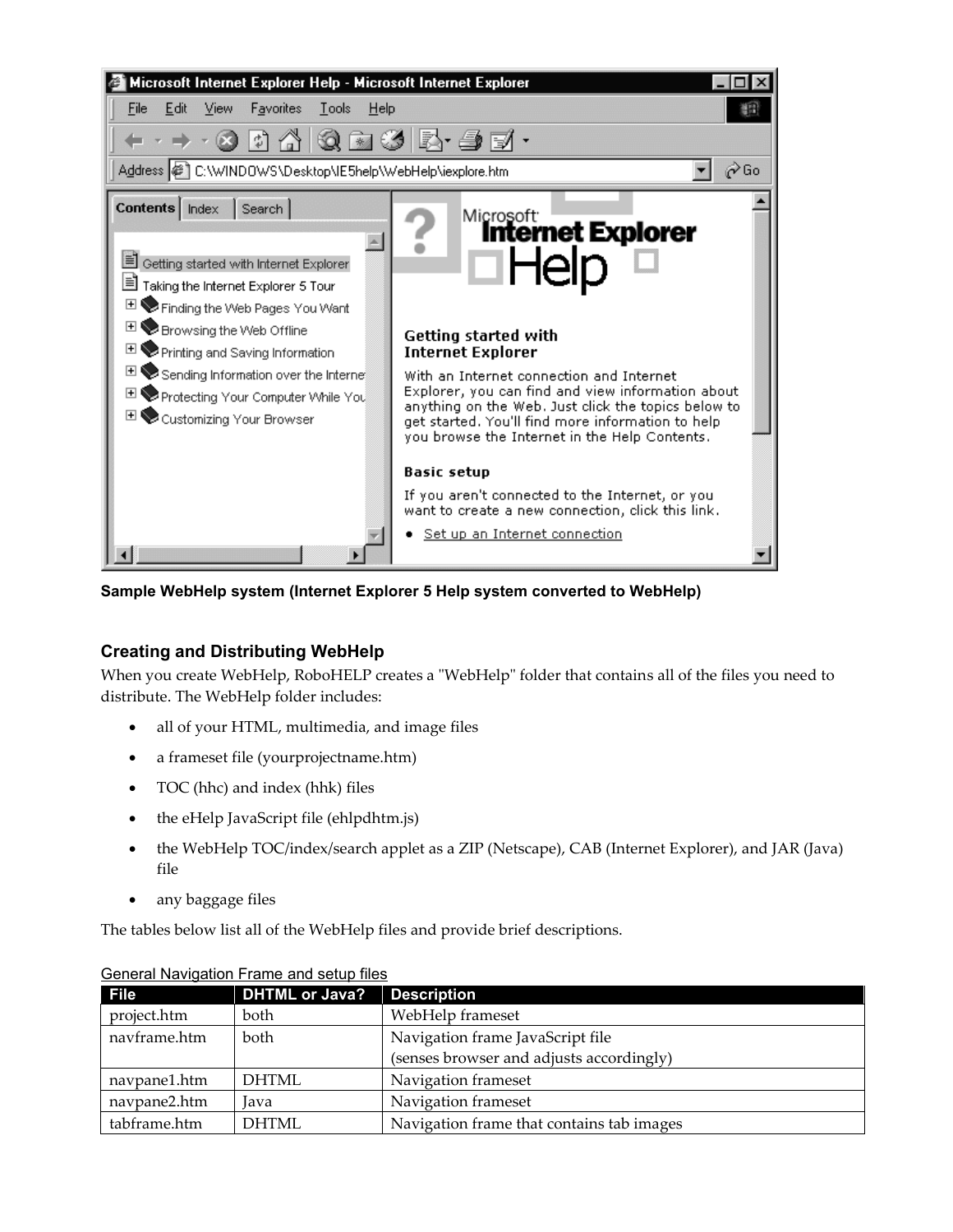**Sample WebHelp system (Internet Explorer 5 Help system converted to WebHelp)**

### Creating and Distributing WebHelp

When you create WebHelp, RoboHELP creates a "WebHelp" folder that contains all of the files you need to distribute. The WebHelp folder includes:

- all of your HTML, multimedia, and image files
- a frameset file (yourprojectname.htm)
- TOC (hhc) and index (hhk) files
- the eHelp JavaScript file (ehlpdhtm.js)
- the WebHelp TOC/index/search applet as a ZIP (Netscape), CAB (Internet Explorer), and JAR (Java) file
- any baggage files

The tables below list all of the WebHelp files and provide brief descriptions.

General Navigation Frame and setup files

| File | DHTML or Java? | Description |
|---|---|---|
| project.htm | both | WebHelp frameset |
| navframe.htm | both | Navigation frame JavaScript file (senses browser and adjusts accordingly) |
| navpane1.htm | DHTML | Navigation frameset |
| navpane2.htm | Java | Navigation frameset |
| tabframe.htm | DHTML | Navigation frame that contains tab images |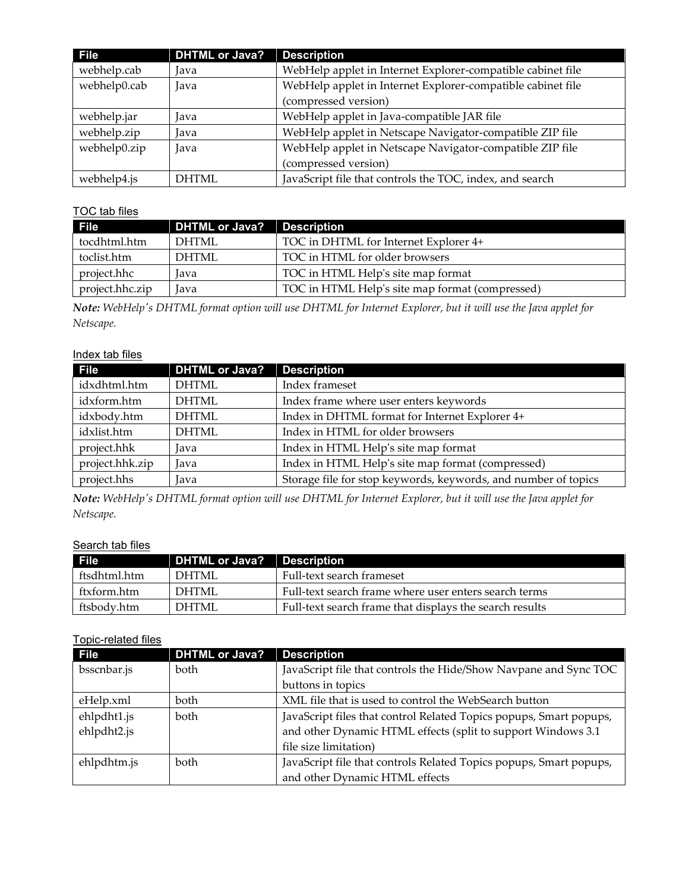| File | DHTML or Java? | Description |
| --- | --- | --- |
| webhelp.cab | Java | WebHelp applet in Internet Explorer-compatible cabinet file |
| webhelp0.cab | Java | WebHelp applet in Internet Explorer-compatible cabinet file (compressed version) |
| webhelp.jar | Java | WebHelp applet in Java-compatible JAR file |
| webhelp.zip | Java | WebHelp applet in Netscape Navigator-compatible ZIP file |
| webhelp0.zip | Java | WebHelp applet in Netscape Navigator-compatible ZIP file (compressed version) |
| webhelp4.js | DHTML | JavaScript file that controls the TOC, index, and search |

TOC tab files

| File | DHTML or Java? | Description |
| --- | --- | --- |
| tocdhtml.htm | DHTML | TOC in DHTML for Internet Explorer 4+ |
| toclist.htm | DHTML | TOC in HTML for older browsers |
| project.hhc | Java | TOC in HTML Help's site map format |
| project.hhc.zip | Java | TOC in HTML Help's site map format (compressed) |

***Note:*** *WebHelp's DHTML format option will use DHTML for Internet Explorer, but it will use the Java applet for Netscape.*

Index tab files

| File | DHTML or Java? | Description |
| --- | --- | --- |
| idxdhtml.htm | DHTML | Index frameset |
| idxform.htm | DHTML | Index frame where user enters keywords |
| idxbody.htm | DHTML | Index in DHTML format for Internet Explorer 4+ |
| idxlist.htm | DHTML | Index in HTML for older browsers |
| project.hhk | Java | Index in HTML Help's site map format |
| project.hhk.zip | Java | Index in HTML Help's site map format (compressed) |
| project.hhs | Java | Storage file for stop keywords, keywords, and number of topics |

***Note:*** *WebHelp's DHTML format option will use DHTML for Internet Explorer, but it will use the Java applet for Netscape.*

Search tab files

| File | DHTML or Java? | Description |
| --- | --- | --- |
| ftsdhtml.htm | DHTML | Full-text search frameset |
| ftxform.htm | DHTML | Full-text search frame where user enters search terms |
| ftsbody.htm | DHTML | Full-text search frame that displays the search results |

Topic-related files

| File | DHTML or Java? | Description |
| --- | --- | --- |
| bsscnbar.js | both | JavaScript file that controls the Hide/Show Navpane and Sync TOC buttons in topics |
| eHelp.xml | both | XML file that is used to control the WebSearch button |
| ehlpdht1.js ehlpdht2.js | both | JavaScript files that control Related Topics popups, Smart popups, and other Dynamic HTML effects (split to support Windows 3.1 file size limitation) |
| ehlpdhtm.js | both | JavaScript file that controls Related Topics popups, Smart popups, and other Dynamic HTML effects |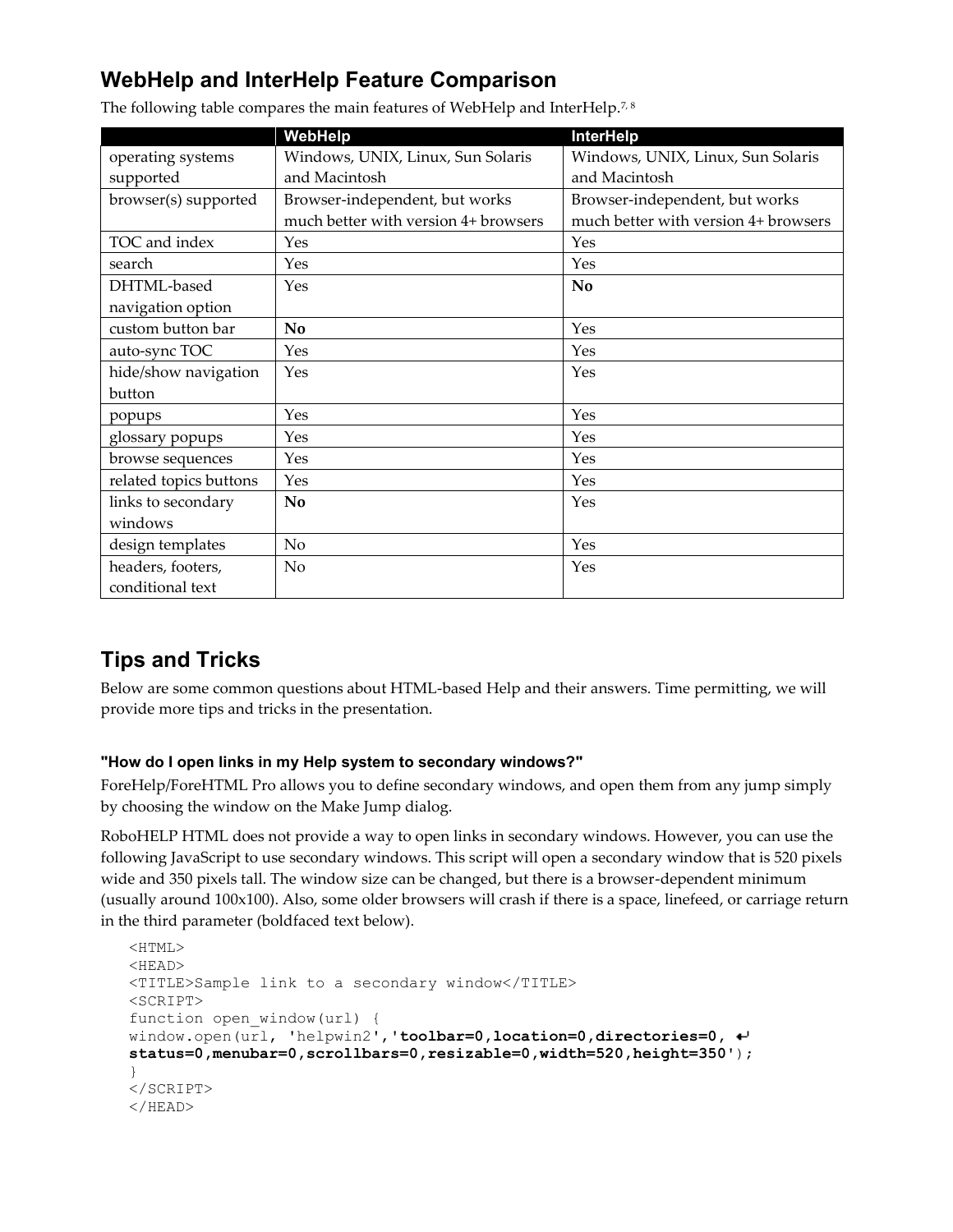## WebHelp and InterHelp Feature Comparison

The following table compares the main features of WebHelp and InterHelp.[7, 8]

| | WebHelp | InterHelp |
|---|---|---|
| operating systems supported | Windows, UNIX, Linux, Sun Solaris and Macintosh | Windows, UNIX, Linux, Sun Solaris and Macintosh |
| browser(s) supported | Browser-independent, but works much better with version 4+ browsers | Browser-independent, but works much better with version 4+ browsers |
| TOC and index | Yes | Yes |
| search | Yes | Yes |
| DHTML-based navigation option | Yes | **No** |
| custom button bar | **No** | Yes |
| auto-sync TOC | Yes | Yes |
| hide/show navigation button | Yes | Yes |
| popups | Yes | Yes |
| glossary popups | Yes | Yes |
| browse sequences | Yes | Yes |
| related topics buttons | Yes | Yes |
| links to secondary windows | **No** | Yes |
| design templates | No | Yes |
| headers, footers, conditional text | No | Yes |

## Tips and Tricks

Below are some common questions about HTML-based Help and their answers. Time permitting, we will provide more tips and tricks in the presentation.

#### "How do I open links in my Help system to secondary windows?"

ForeHelp/ForeHTML Pro allows you to define secondary windows, and open them from any jump simply by choosing the window on the Make Jump dialog.

RoboHELP HTML does not provide a way to open links in secondary windows. However, you can use the following JavaScript to use secondary windows. This script will open a secondary window that is 520 pixels wide and 350 pixels tall. The window size can be changed, but there is a browser-dependent minimum (usually around 100x100). Also, some older browsers will crash if there is a space, linefeed, or carriage return in the third parameter (boldfaced text below).

```
<HTML>
<HEAD>
<TITLE>Sample link to a secondary window</TITLE>
<SCRIPT>
function open_window(url) {
window.open(url, 'helpwin2','toolbar=0,location=0,directories=0, ↵
status=0,menubar=0,scrollbars=0,resizable=0,width=520,height=350');
}
</SCRIPT>
</HEAD>
```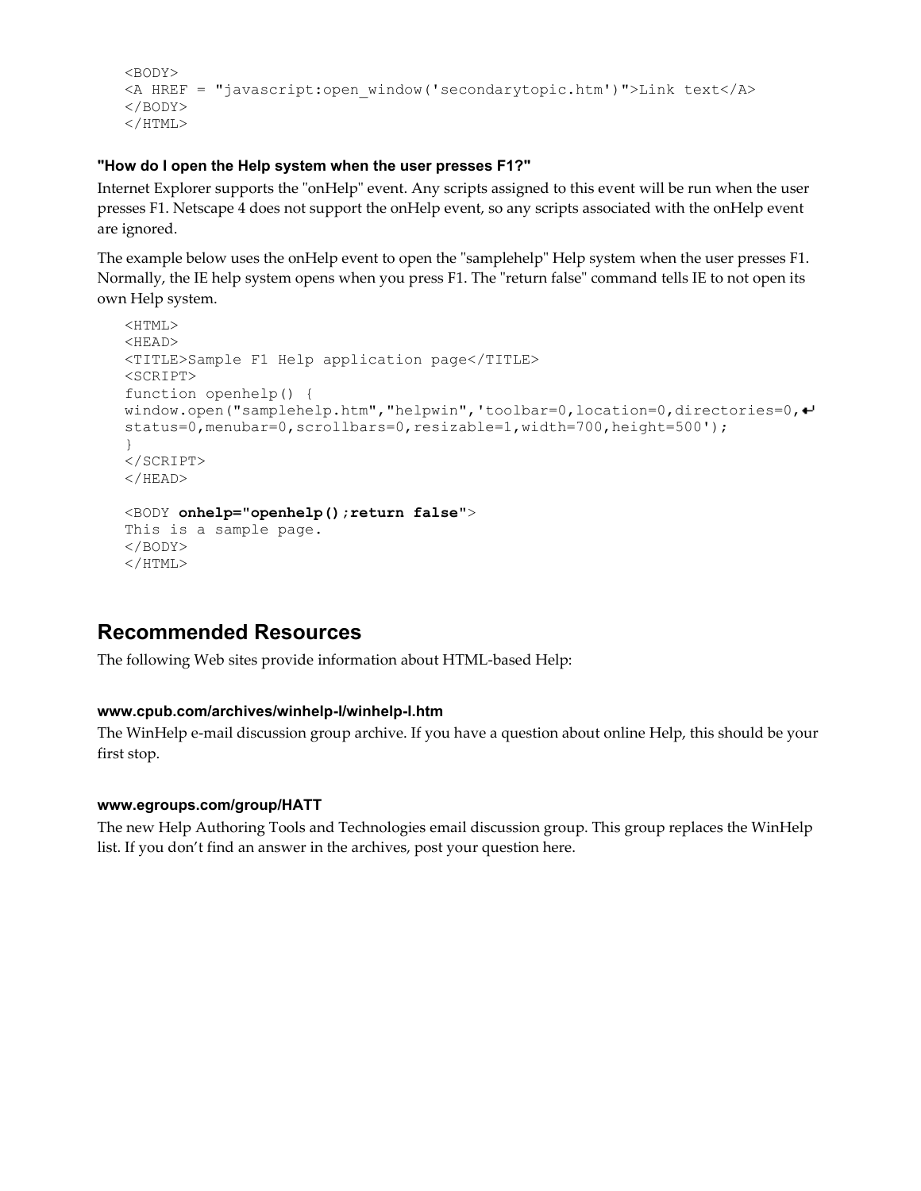```
<BODY>
<A HREF = "javascript:open_window('secondarytopic.htm')">Link text</A>
</BODY>
</HTML>
```

#### "How do I open the Help system when the user presses F1?"

Internet Explorer supports the "onHelp" event. Any scripts assigned to this event will be run when the user presses F1. Netscape 4 does not support the onHelp event, so any scripts associated with the onHelp event are ignored.

The example below uses the onHelp event to open the "samplehelp" Help system when the user presses F1. Normally, the IE help system opens when you press F1. The "return false" command tells IE to not open its own Help system.

```
<HTML>
<HEAD>
<TITLE>Sample F1 Help application page</TITLE>
<SCRIPT>
function openhelp() {
window.open("samplehelp.htm","helpwin",'toolbar=0,location=0,directories=0,↵
status=0,menubar=0,scrollbars=0,resizable=1,width=700,height=500');
}
</SCRIPT>
</HEAD>

<BODY onhelp="openhelp();return false">
This is a sample page.
</BODY>
</HTML>
```

## Recommended Resources

The following Web sites provide information about HTML-based Help:

#### www.cpub.com/archives/winhelp-l/winhelp-l.htm

The WinHelp e-mail discussion group archive. If you have a question about online Help, this should be your first stop.

#### www.egroups.com/group/HATT

The new Help Authoring Tools and Technologies email discussion group. This group replaces the WinHelp list. If you don't find an answer in the archives, post your question here.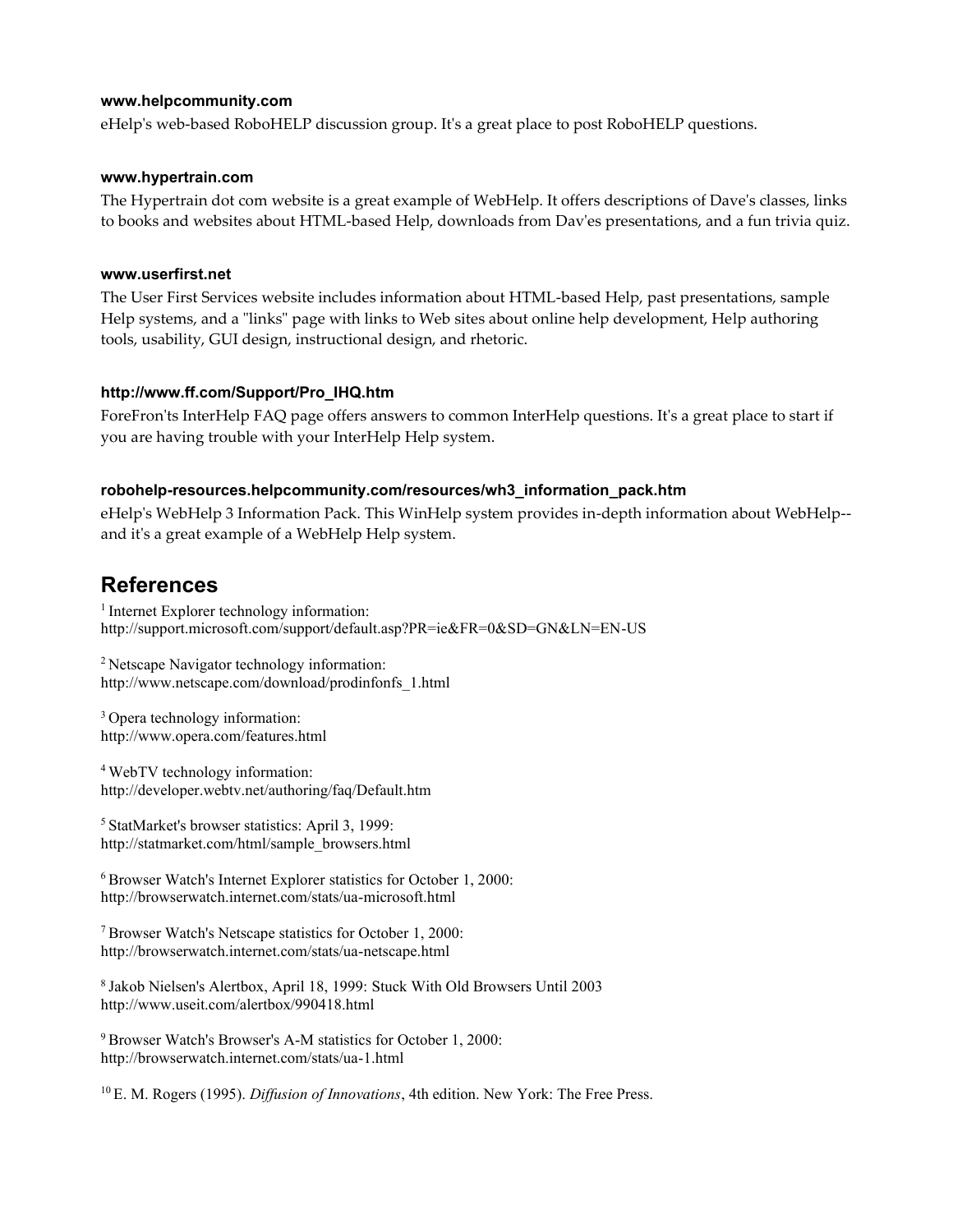**www.helpcommunity.com**

eHelp's web-based RoboHELP discussion group. It's a great place to post RoboHELP questions.

**www.hypertrain.com**

The Hypertrain dot com website is a great example of WebHelp. It offers descriptions of Dave's classes, links to books and websites about HTML-based Help, downloads from Dav'es presentations, and a fun trivia quiz.

**www.userfirst.net**

The User First Services website includes information about HTML-based Help, past presentations, sample Help systems, and a "links" page with links to Web sites about online help development, Help authoring tools, usability, GUI design, instructional design, and rhetoric.

**http://www.ff.com/Support/Pro_IHQ.htm**

ForeFron'ts InterHelp FAQ page offers answers to common InterHelp questions. It's a great place to start if you are having trouble with your InterHelp Help system.

**robohelp-resources.helpcommunity.com/resources/wh3_information_pack.htm**

eHelp's WebHelp 3 Information Pack. This WinHelp system provides in-depth information about WebHelp--and it's a great example of a WebHelp Help system.

## References

[1] Internet Explorer technology information:
http://support.microsoft.com/support/default.asp?PR=ie&FR=0&SD=GN&LN=EN-US

[2] Netscape Navigator technology information:
http://www.netscape.com/download/prodinfonfs_1.html

[3] Opera technology information:
http://www.opera.com/features.html

[4] WebTV technology information:
http://developer.webtv.net/authoring/faq/Default.htm

[5] StatMarket's browser statistics: April 3, 1999:
http://statmarket.com/html/sample_browsers.html

[6] Browser Watch's Internet Explorer statistics for October 1, 2000:
http://browserwatch.internet.com/stats/ua-microsoft.html

[7] Browser Watch's Netscape statistics for October 1, 2000:
http://browserwatch.internet.com/stats/ua-netscape.html

[8] Jakob Nielsen's Alertbox, April 18, 1999: Stuck With Old Browsers Until 2003
http://www.useit.com/alertbox/990418.html

[9] Browser Watch's Browser's A-M statistics for October 1, 2000:
http://browserwatch.internet.com/stats/ua-1.html

[10] E. M. Rogers (1995). *Diffusion of Innovations*, 4th edition. New York: The Free Press.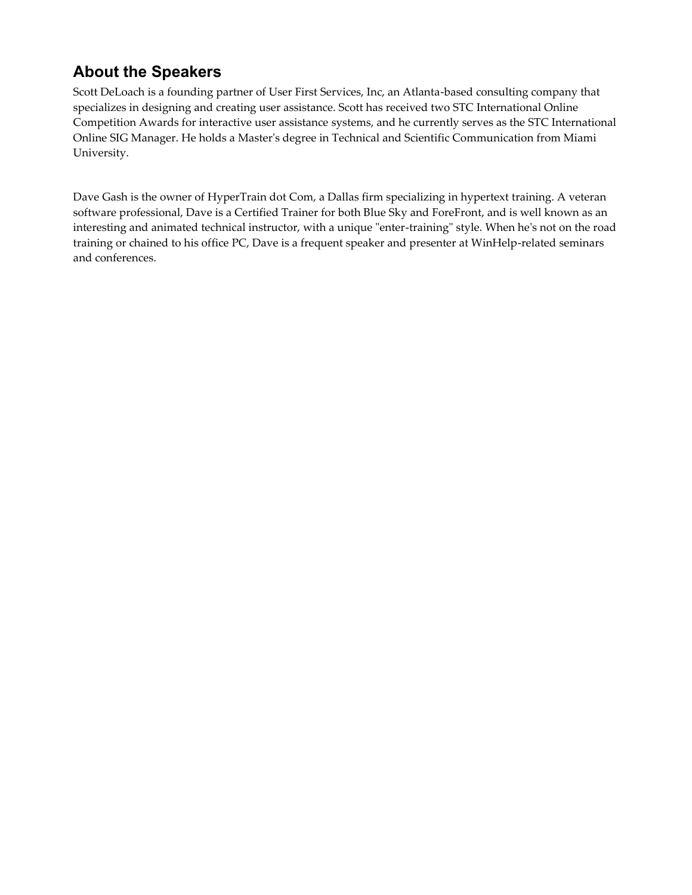## About the Speakers

Scott DeLoach is a founding partner of User First Services, Inc, an Atlanta-based consulting company that specializes in designing and creating user assistance. Scott has received two STC International Online Competition Awards for interactive user assistance systems, and he currently serves as the STC International Online SIG Manager. He holds a Master's degree in Technical and Scientific Communication from Miami University.

Dave Gash is the owner of HyperTrain dot Com, a Dallas firm specializing in hypertext training. A veteran software professional, Dave is a Certified Trainer for both Blue Sky and ForeFront, and is well known as an interesting and animated technical instructor, with a unique "enter-training" style. When he's not on the road training or chained to his office PC, Dave is a frequent speaker and presenter at WinHelp-related seminars and conferences.